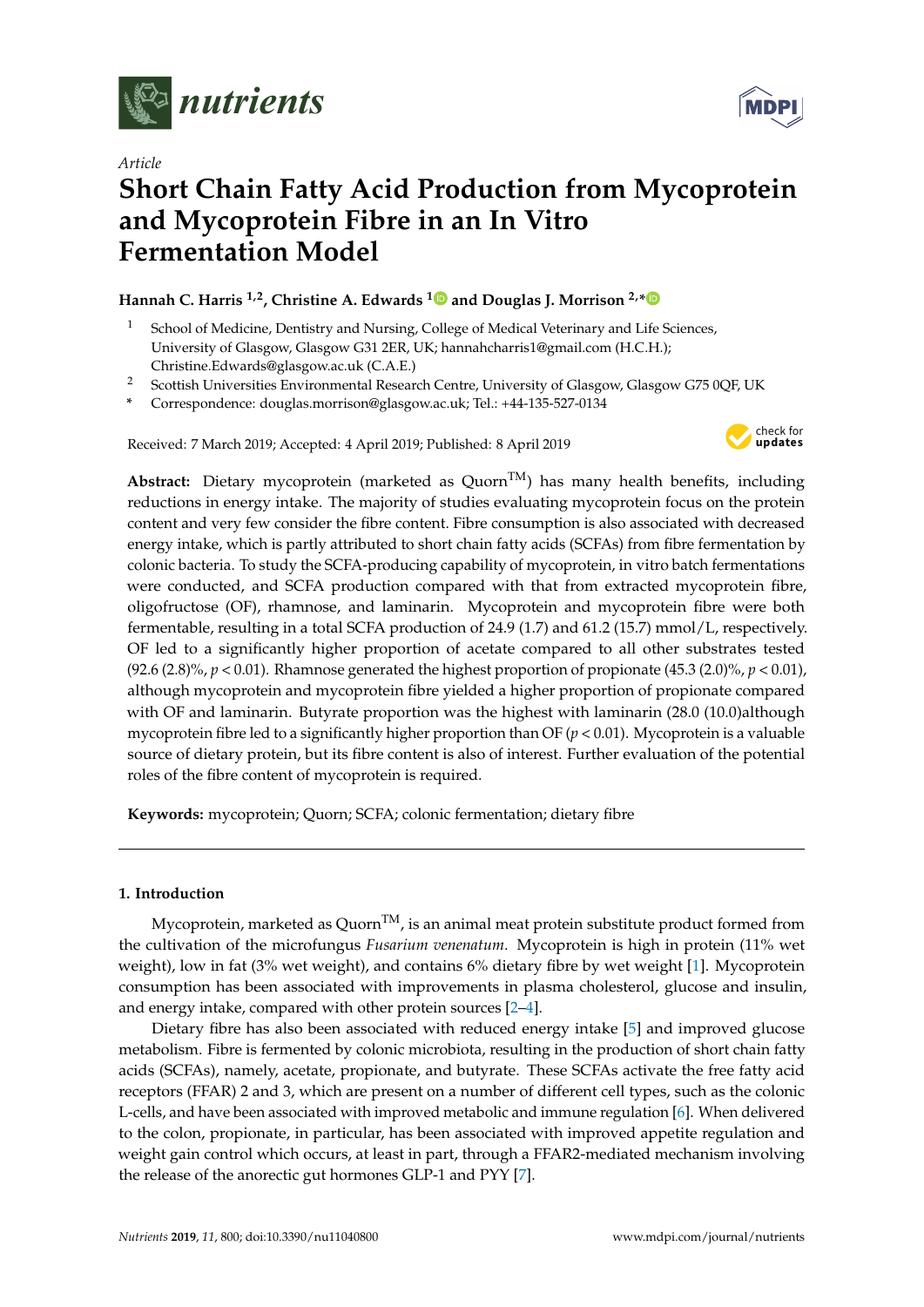*Article*

# Short Chain Fatty Acid Production from Mycoprotein and Mycoprotein Fibre in an In Vitro Fermentation Model

**Hannah C. Harris [1,2], Christine A. Edwards [1] and Douglas J. Morrison [2,*]**

[1] School of Medicine, Dentistry and Nursing, College of Medical Veterinary and Life Sciences, University of Glasgow, Glasgow G31 2ER, UK; hannahcharris1@gmail.com (H.C.H.); Christine.Edwards@glasgow.ac.uk (C.A.E.)

[2] Scottish Universities Environmental Research Centre, University of Glasgow, Glasgow G75 0QF, UK

\* Correspondence: douglas.morrison@glasgow.ac.uk; Tel.: +44-135-527-0134

Received: 7 March 2019; Accepted: 4 April 2019; Published: 8 April 2019

**Abstract:** Dietary mycoprotein (marketed as Quorn$^{TM}$) has many health benefits, including reductions in energy intake. The majority of studies evaluating mycoprotein focus on the protein content and very few consider the fibre content. Fibre consumption is also associated with decreased energy intake, which is partly attributed to short chain fatty acids (SCFAs) from fibre fermentation by colonic bacteria. To study the SCFA-producing capability of mycoprotein, in vitro batch fermentations were conducted, and SCFA production compared with that from extracted mycoprotein fibre, oligofructose (OF), rhamnose, and laminarin. Mycoprotein and mycoprotein fibre were both fermentable, resulting in a total SCFA production of 24.9 (1.7) and 61.2 (15.7) mmol/L, respectively. OF led to a significantly higher proportion of acetate compared to all other substrates tested (92.6 (2.8)%, $p < 0.01$). Rhamnose generated the highest proportion of propionate (45.3 (2.0)%, $p < 0.01$), although mycoprotein and mycoprotein fibre yielded a higher proportion of propionate compared with OF and laminarin. Butyrate proportion was the highest with laminarin (28.0 (10.0)although mycoprotein fibre led to a significantly higher proportion than OF ($p < 0.01$). Mycoprotein is a valuable source of dietary protein, but its fibre content is also of interest. Further evaluation of the potential roles of the fibre content of mycoprotein is required.

**Keywords:** mycoprotein; Quorn; SCFA; colonic fermentation; dietary fibre

## 1. Introduction

Mycoprotein, marketed as Quorn$^{TM}$, is an animal meat protein substitute product formed from the cultivation of the microfungus *Fusarium venenatum*. Mycoprotein is high in protein (11% wet weight), low in fat (3% wet weight), and contains 6% dietary fibre by wet weight [1]. Mycoprotein consumption has been associated with improvements in plasma cholesterol, glucose and insulin, and energy intake, compared with other protein sources [2–4].

Dietary fibre has also been associated with reduced energy intake [5] and improved glucose metabolism. Fibre is fermented by colonic microbiota, resulting in the production of short chain fatty acids (SCFAs), namely, acetate, propionate, and butyrate. These SCFAs activate the free fatty acid receptors (FFAR) 2 and 3, which are present on a number of different cell types, such as the colonic L-cells, and have been associated with improved metabolic and immune regulation [6]. When delivered to the colon, propionate, in particular, has been associated with improved appetite regulation and weight gain control which occurs, at least in part, through a FFAR2-mediated mechanism involving the release of the anorectic gut hormones GLP-1 and PYY [7].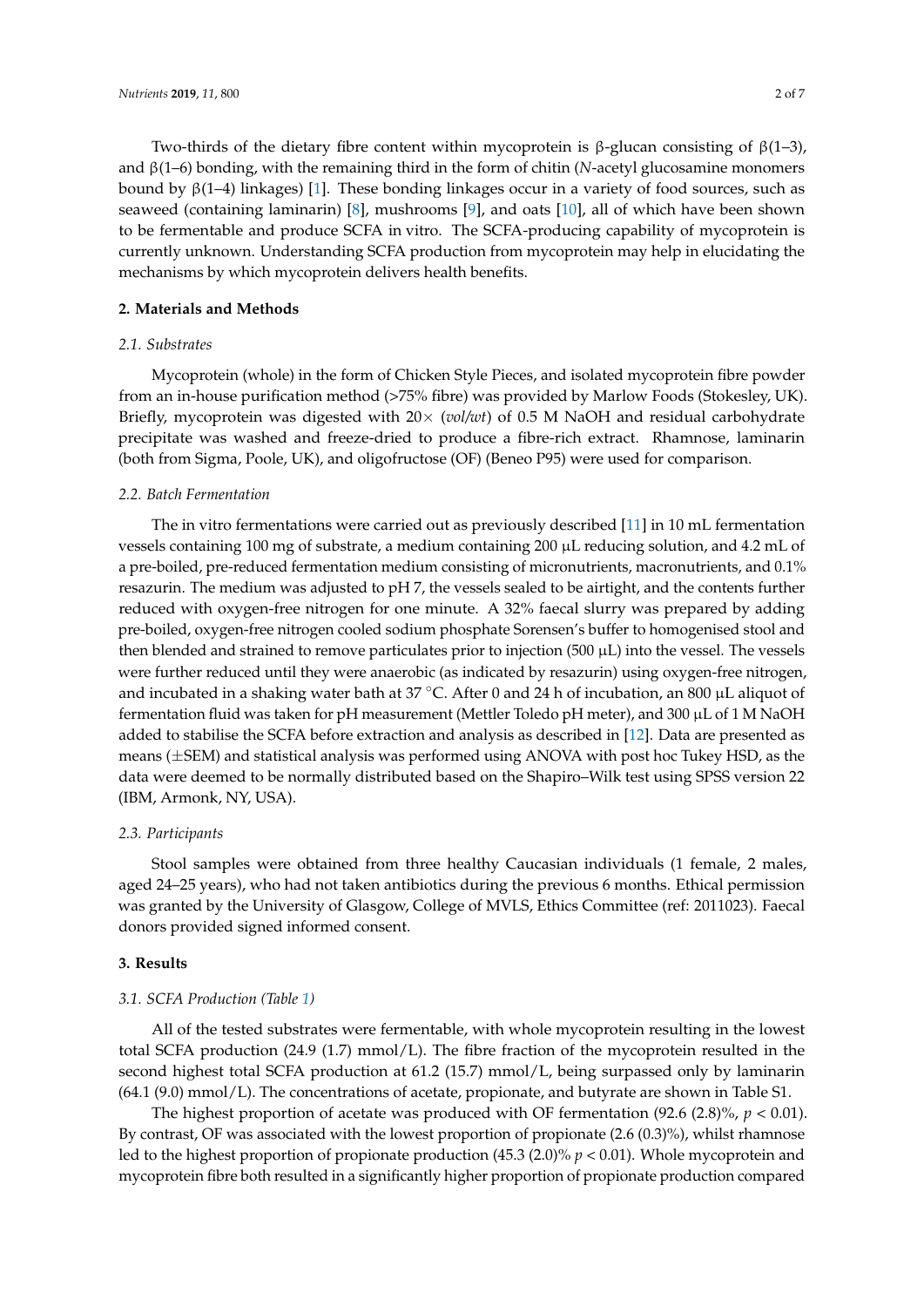Two-thirds of the dietary fibre content within mycoprotein is β-glucan consisting of β(1–3), and β(1–6) bonding, with the remaining third in the form of chitin (*N*-acetyl glucosamine monomers bound by β(1–4) linkages) [1]. These bonding linkages occur in a variety of food sources, such as seaweed (containing laminarin) [8], mushrooms [9], and oats [10], all of which have been shown to be fermentable and produce SCFA in vitro. The SCFA-producing capability of mycoprotein is currently unknown. Understanding SCFA production from mycoprotein may help in elucidating the mechanisms by which mycoprotein delivers health benefits.

## 2. Materials and Methods

### *2.1. Substrates*

Mycoprotein (whole) in the form of Chicken Style Pieces, and isolated mycoprotein fibre powder from an in-house purification method (>75% fibre) was provided by Marlow Foods (Stokesley, UK). Briefly, mycoprotein was digested with 20× (*vol/wt*) of 0.5 M NaOH and residual carbohydrate precipitate was washed and freeze-dried to produce a fibre-rich extract. Rhamnose, laminarin (both from Sigma, Poole, UK), and oligofructose (OF) (Beneo P95) were used for comparison.

### *2.2. Batch Fermentation*

The in vitro fermentations were carried out as previously described [11] in 10 mL fermentation vessels containing 100 mg of substrate, a medium containing 200 µL reducing solution, and 4.2 mL of a pre-boiled, pre-reduced fermentation medium consisting of micronutrients, macronutrients, and 0.1% resazurin. The medium was adjusted to pH 7, the vessels sealed to be airtight, and the contents further reduced with oxygen-free nitrogen for one minute. A 32% faecal slurry was prepared by adding pre-boiled, oxygen-free nitrogen cooled sodium phosphate Sorensen's buffer to homogenised stool and then blended and strained to remove particulates prior to injection (500 µL) into the vessel. The vessels were further reduced until they were anaerobic (as indicated by resazurin) using oxygen-free nitrogen, and incubated in a shaking water bath at 37 °C. After 0 and 24 h of incubation, an 800 µL aliquot of fermentation fluid was taken for pH measurement (Mettler Toledo pH meter), and 300 µL of 1 M NaOH added to stabilise the SCFA before extraction and analysis as described in [12]. Data are presented as means (±SEM) and statistical analysis was performed using ANOVA with post hoc Tukey HSD, as the data were deemed to be normally distributed based on the Shapiro–Wilk test using SPSS version 22 (IBM, Armonk, NY, USA).

### *2.3. Participants*

Stool samples were obtained from three healthy Caucasian individuals (1 female, 2 males, aged 24–25 years), who had not taken antibiotics during the previous 6 months. Ethical permission was granted by the University of Glasgow, College of MVLS, Ethics Committee (ref: 2011023). Faecal donors provided signed informed consent.

## 3. Results

### *3.1. SCFA Production (Table 1)*

All of the tested substrates were fermentable, with whole mycoprotein resulting in the lowest total SCFA production (24.9 (1.7) mmol/L). The fibre fraction of the mycoprotein resulted in the second highest total SCFA production at 61.2 (15.7) mmol/L, being surpassed only by laminarin (64.1 (9.0) mmol/L). The concentrations of acetate, propionate, and butyrate are shown in Table S1.

The highest proportion of acetate was produced with OF fermentation (92.6 (2.8)%, $p < 0.01$). By contrast, OF was associated with the lowest proportion of propionate (2.6 (0.3)%), whilst rhamnose led to the highest proportion of propionate production (45.3 (2.0)% $p < 0.01$). Whole mycoprotein and mycoprotein fibre both resulted in a significantly higher proportion of propionate production compared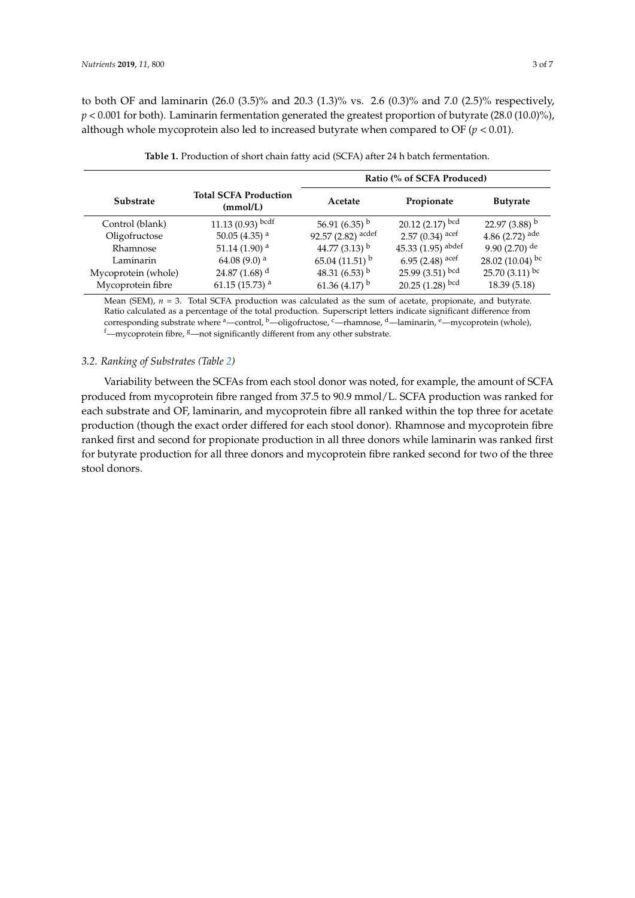to both OF and laminarin (26.0 (3.5)% and 20.3 (1.3)% vs. 2.6 (0.3)% and 7.0 (2.5)% respectively, $p < 0.001$ for both). Laminarin fermentation generated the greatest proportion of butyrate (28.0 (10.0)%), although whole mycoprotein also led to increased butyrate when compared to OF ($p < 0.01$).

**Table 1.** Production of short chain fatty acid (SCFA) after 24 h batch fermentation.

| Substrate | Total SCFA Production (mmol/L) | Ratio (% of SCFA Produced) | | |
|---|---|---|---|---|
| | | Acetate | Propionate | Butyrate |
| Control (blank) | 11.13 (0.93) $^{bcdf}$ | 56.91 (6.35) $^{b}$ | 20.12 (2.17) $^{bcd}$ | 22.97 (3.88) $^{b}$ |
| Oligofructose | 50.05 (4.35) $^{a}$ | 92.57 (2.82) $^{acdef}$ | 2.57 (0.34) $^{acef}$ | 4.86 (2.72) $^{ade}$ |
| Rhamnose | 51.14 (1.90) $^{a}$ | 44.77 (3.13) $^{b}$ | 45.33 (1.95) $^{abdef}$ | 9.90 (2.70) $^{de}$ |
| Laminarin | 64.08 (9.0) $^{a}$ | 65.04 (11.51) $^{b}$ | 6.95 (2.48) $^{acef}$ | 28.02 (10.04) $^{bc}$ |
| Mycoprotein (whole) | 24.87 (1.68) $^{d}$ | 48.31 (6.53) $^{b}$ | 25.99 (3.51) $^{bcd}$ | 25.70 (3.11) $^{bc}$ |
| Mycoprotein fibre | 61.15 (15.73) $^{a}$ | 61.36 (4.17) $^{b}$ | 20.25 (1.28) $^{bcd}$ | 18.39 (5.18) |

Mean (SEM), $n = 3$. Total SCFA production was calculated as the sum of acetate, propionate, and butyrate. Ratio calculated as a percentage of the total production. Superscript letters indicate significant difference from corresponding substrate where [a]—control, [b]—oligofructose, [c]—rhamnose, [d]—laminarin, [e]—mycoprotein (whole), [f]—mycoprotein fibre, [g]—not significantly different from any other substrate.

### 3.2. Ranking of Substrates (Table 2)

Variability between the SCFAs from each stool donor was noted, for example, the amount of SCFA produced from mycoprotein fibre ranged from 37.5 to 90.9 mmol/L. SCFA production was ranked for each substrate and OF, laminarin, and mycoprotein fibre all ranked within the top three for acetate production (though the exact order differed for each stool donor). Rhamnose and mycoprotein fibre ranked first and second for propionate production in all three donors while laminarin was ranked first for butyrate production for all three donors and mycoprotein fibre ranked second for two of the three stool donors.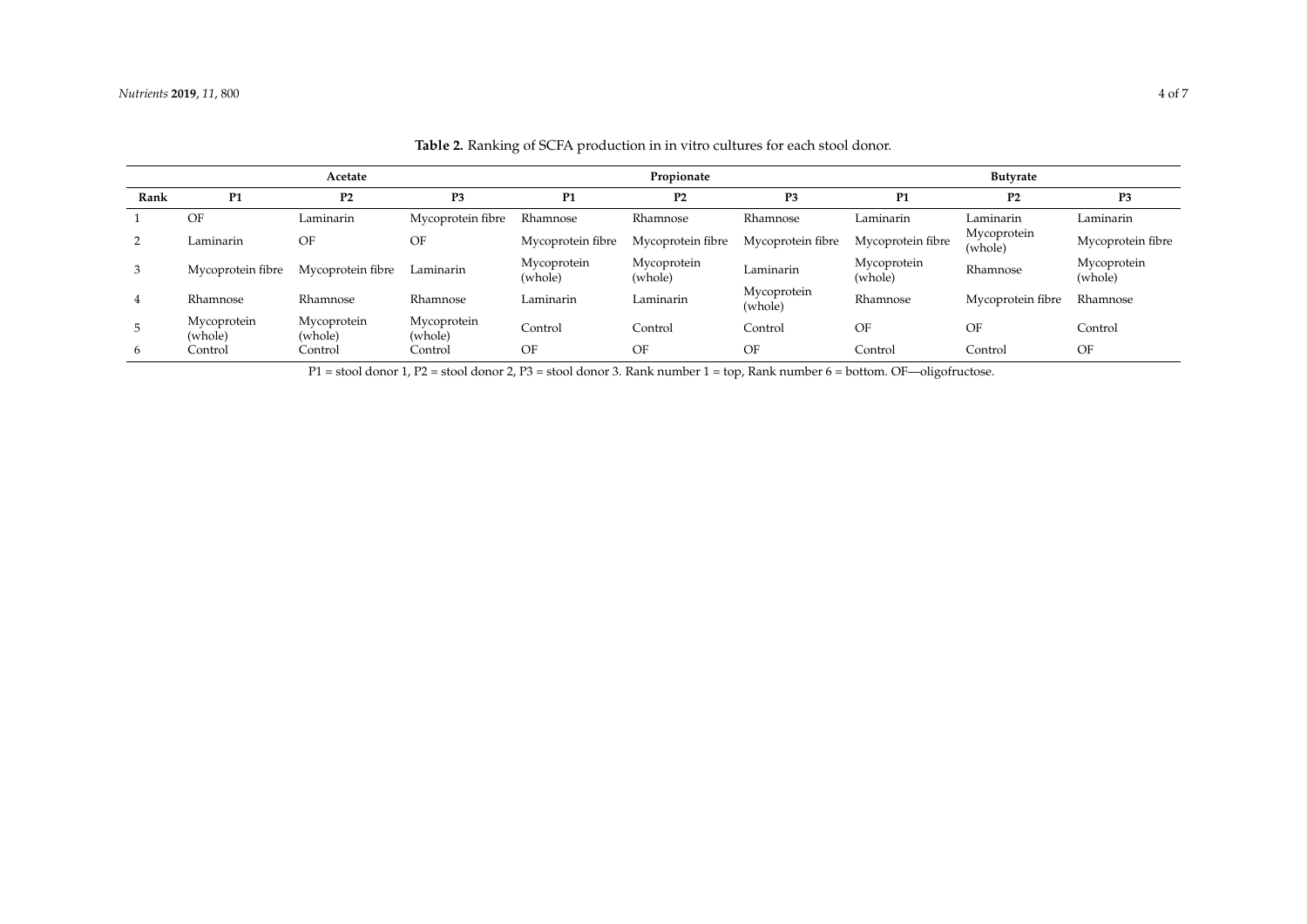**Table 2.** Ranking of SCFA production in in vitro cultures for each stool donor.

| | Acetate | | | Propionate | | | Butyrate | | |
|---|---|---|---|---|---|---|---|---|---|
| **Rank** | **P1** | **P2** | **P3** | **P1** | **P2** | **P3** | **P1** | **P2** | **P3** |
| 1 | OF | Laminarin | Mycoprotein fibre | Rhamnose | Rhamnose | Rhamnose | Laminarin | Laminarin | Laminarin |
| 2 | Laminarin | OF | OF | Mycoprotein fibre | Mycoprotein fibre | Mycoprotein fibre | Mycoprotein fibre | Mycoprotein (whole) | Mycoprotein fibre |
| 3 | Mycoprotein fibre | Mycoprotein fibre | Laminarin | Mycoprotein (whole) | Mycoprotein (whole) | Laminarin | Mycoprotein (whole) | Rhamnose | Mycoprotein (whole) |
| 4 | Rhamnose | Rhamnose | Rhamnose | Laminarin | Laminarin | Mycoprotein (whole) | Rhamnose | Mycoprotein fibre | Rhamnose |
| 5 | Mycoprotein (whole) | Mycoprotein (whole) | Mycoprotein (whole) | Control | Control | Control | OF | OF | Control |
| 6 | Control | Control | Control | OF | OF | OF | Control | Control | OF |

P1 = stool donor 1, P2 = stool donor 2, P3 = stool donor 3. Rank number 1 = top, Rank number 6 = bottom. OF—oligofructose.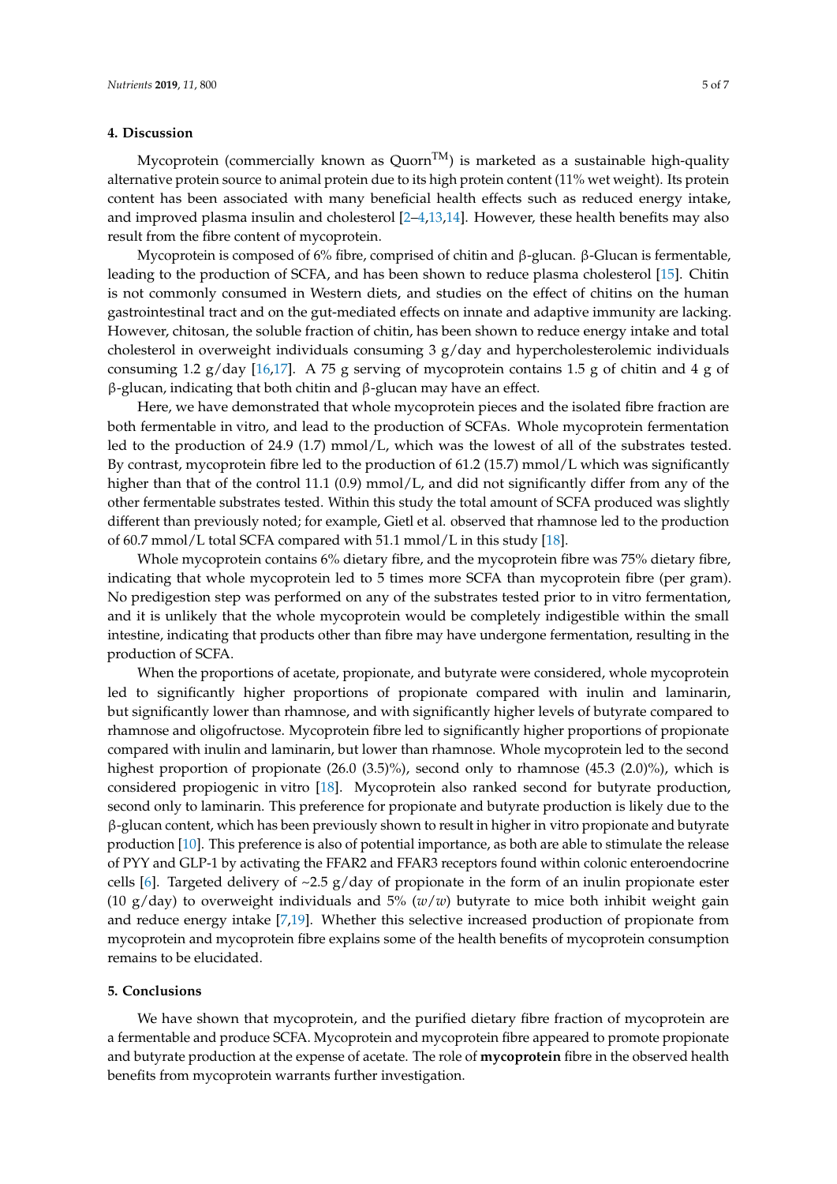## 4. Discussion

Mycoprotein (commercially known as Quorn$^{TM}$) is marketed as a sustainable high-quality alternative protein source to animal protein due to its high protein content (11% wet weight). Its protein content has been associated with many beneficial health effects such as reduced energy intake, and improved plasma insulin and cholesterol [2–4,13,14]. However, these health benefits may also result from the fibre content of mycoprotein.

Mycoprotein is composed of 6% fibre, comprised of chitin and β-glucan. β-Glucan is fermentable, leading to the production of SCFA, and has been shown to reduce plasma cholesterol [15]. Chitin is not commonly consumed in Western diets, and studies on the effect of chitins on the human gastrointestinal tract and on the gut-mediated effects on innate and adaptive immunity are lacking. However, chitosan, the soluble fraction of chitin, has been shown to reduce energy intake and total cholesterol in overweight individuals consuming 3 g/day and hypercholesterolemic individuals consuming 1.2 g/day [16,17]. A 75 g serving of mycoprotein contains 1.5 g of chitin and 4 g of β-glucan, indicating that both chitin and β-glucan may have an effect.

Here, we have demonstrated that whole mycoprotein pieces and the isolated fibre fraction are both fermentable in vitro, and lead to the production of SCFAs. Whole mycoprotein fermentation led to the production of 24.9 (1.7) mmol/L, which was the lowest of all of the substrates tested. By contrast, mycoprotein fibre led to the production of 61.2 (15.7) mmol/L which was significantly higher than that of the control 11.1 (0.9) mmol/L, and did not significantly differ from any of the other fermentable substrates tested. Within this study the total amount of SCFA produced was slightly different than previously noted; for example, Gietl et al. observed that rhamnose led to the production of 60.7 mmol/L total SCFA compared with 51.1 mmol/L in this study [18].

Whole mycoprotein contains 6% dietary fibre, and the mycoprotein fibre was 75% dietary fibre, indicating that whole mycoprotein led to 5 times more SCFA than mycoprotein fibre (per gram). No predigestion step was performed on any of the substrates tested prior to in vitro fermentation, and it is unlikely that the whole mycoprotein would be completely indigestible within the small intestine, indicating that products other than fibre may have undergone fermentation, resulting in the production of SCFA.

When the proportions of acetate, propionate, and butyrate were considered, whole mycoprotein led to significantly higher proportions of propionate compared with inulin and laminarin, but significantly lower than rhamnose, and with significantly higher levels of butyrate compared to rhamnose and oligofructose. Mycoprotein fibre led to significantly higher proportions of propionate compared with inulin and laminarin, but lower than rhamnose. Whole mycoprotein led to the second highest proportion of propionate (26.0 (3.5)%), second only to rhamnose (45.3 (2.0)%), which is considered propiogenic in vitro [18]. Mycoprotein also ranked second for butyrate production, second only to laminarin. This preference for propionate and butyrate production is likely due to the β-glucan content, which has been previously shown to result in higher in vitro propionate and butyrate production [10]. This preference is also of potential importance, as both are able to stimulate the release of PYY and GLP-1 by activating the FFAR2 and FFAR3 receptors found within colonic enteroendocrine cells [6]. Targeted delivery of ~2.5 g/day of propionate in the form of an inulin propionate ester (10 g/day) to overweight individuals and 5% (*w*/*w*) butyrate to mice both inhibit weight gain and reduce energy intake [7,19]. Whether this selective increased production of propionate from mycoprotein and mycoprotein fibre explains some of the health benefits of mycoprotein consumption remains to be elucidated.

## 5. Conclusions

We have shown that mycoprotein, and the purified dietary fibre fraction of mycoprotein are a fermentable and produce SCFA. Mycoprotein and mycoprotein fibre appeared to promote propionate and butyrate production at the expense of acetate. The role of **mycoprotein** fibre in the observed health benefits from mycoprotein warrants further investigation.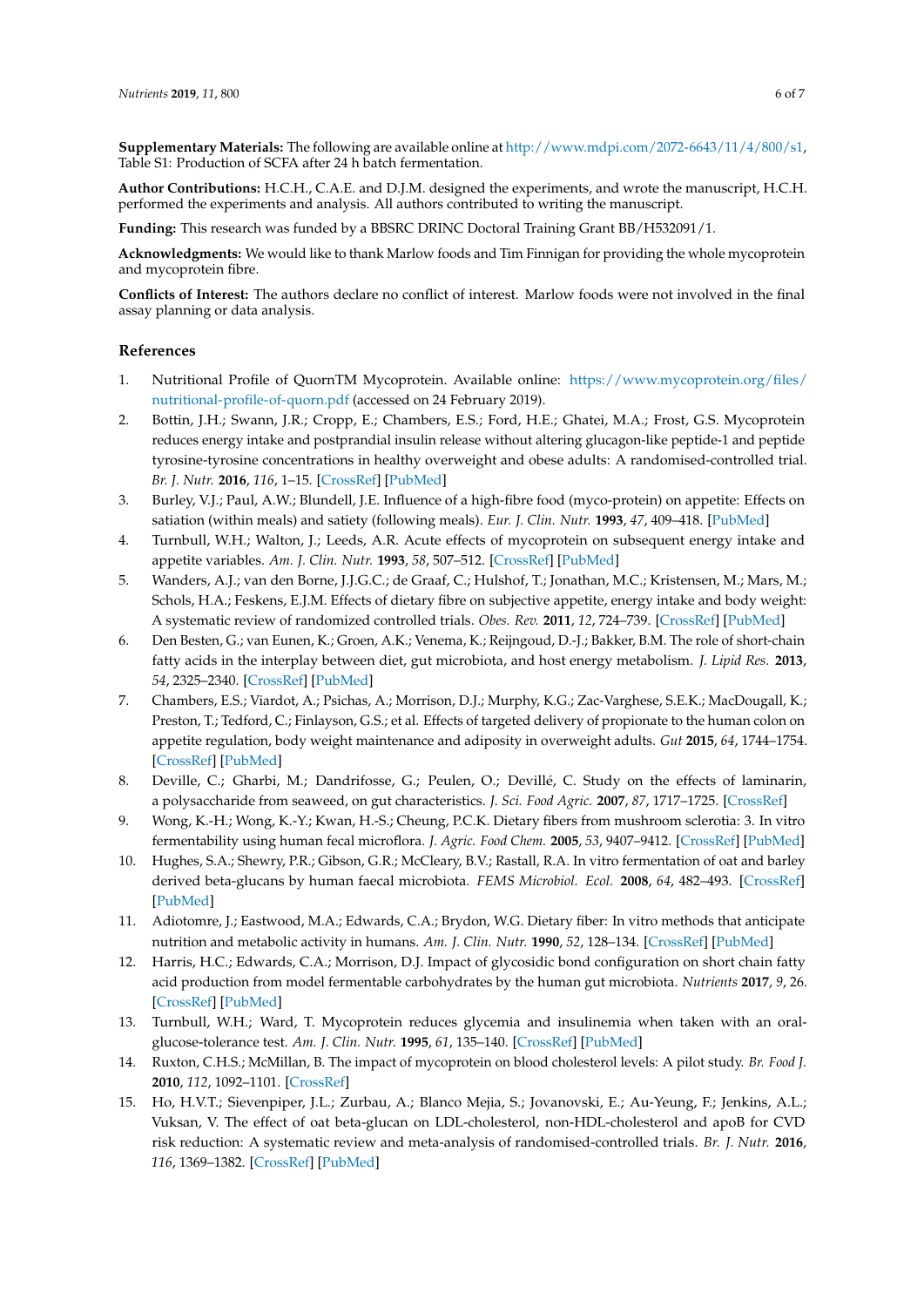**Supplementary Materials:** The following are available online at http://www.mdpi.com/2072-6643/11/4/800/s1, Table S1: Production of SCFA after 24 h batch fermentation.

**Author Contributions:** H.C.H., C.A.E. and D.J.M. designed the experiments, and wrote the manuscript, H.C.H. performed the experiments and analysis. All authors contributed to writing the manuscript.

**Funding:** This research was funded by a BBSRC DRINC Doctoral Training Grant BB/H532091/1.

**Acknowledgments:** We would like to thank Marlow foods and Tim Finnigan for providing the whole mycoprotein and mycoprotein fibre.

**Conflicts of Interest:** The authors declare no conflict of interest. Marlow foods were not involved in the final assay planning or data analysis.

## References

1. Nutritional Profile of QuornTM Mycoprotein. Available online: https://www.mycoprotein.org/files/nutritional-profile-of-quorn.pdf (accessed on 24 February 2019).
2. Bottin, J.H.; Swann, J.R.; Cropp, E.; Chambers, E.S.; Ford, H.E.; Ghatei, M.A.; Frost, G.S. Mycoprotein reduces energy intake and postprandial insulin release without altering glucagon-like peptide-1 and peptide tyrosine-tyrosine concentrations in healthy overweight and obese adults: A randomised-controlled trial. *Br. J. Nutr.* **2016**, *116*, 1–15. [CrossRef] [PubMed]
3. Burley, V.J.; Paul, A.W.; Blundell, J.E. Influence of a high-fibre food (myco-protein) on appetite: Effects on satiation (within meals) and satiety (following meals). *Eur. J. Clin. Nutr.* **1993**, *47*, 409–418. [PubMed]
4. Turnbull, W.H.; Walton, J.; Leeds, A.R. Acute effects of mycoprotein on subsequent energy intake and appetite variables. *Am. J. Clin. Nutr.* **1993**, *58*, 507–512. [CrossRef] [PubMed]
5. Wanders, A.J.; van den Borne, J.J.G.C.; de Graaf, C.; Hulshof, T.; Jonathan, M.C.; Kristensen, M.; Mars, M.; Schols, H.A.; Feskens, E.J.M. Effects of dietary fibre on subjective appetite, energy intake and body weight: A systematic review of randomized controlled trials. *Obes. Rev.* **2011**, *12*, 724–739. [CrossRef] [PubMed]
6. Den Besten, G.; van Eunen, K.; Groen, A.K.; Venema, K.; Reijngoud, D.-J.; Bakker, B.M. The role of short-chain fatty acids in the interplay between diet, gut microbiota, and host energy metabolism. *J. Lipid Res.* **2013**, *54*, 2325–2340. [CrossRef] [PubMed]
7. Chambers, E.S.; Viardot, A.; Psichas, A.; Morrison, D.J.; Murphy, K.G.; Zac-Varghese, S.E.K.; MacDougall, K.; Preston, T.; Tedford, C.; Finlayson, G.S.; et al. Effects of targeted delivery of propionate to the human colon on appetite regulation, body weight maintenance and adiposity in overweight adults. *Gut* **2015**, *64*, 1744–1754. [CrossRef] [PubMed]
8. Deville, C.; Gharbi, M.; Dandrifosse, G.; Peulen, O.; Devillé, C. Study on the effects of laminarin, a polysaccharide from seaweed, on gut characteristics. *J. Sci. Food Agric.* **2007**, *87*, 1717–1725. [CrossRef]
9. Wong, K.-H.; Wong, K.-Y.; Kwan, H.-S.; Cheung, P.C.K. Dietary fibers from mushroom sclerotia: 3. In vitro fermentability using human fecal microflora. *J. Agric. Food Chem.* **2005**, *53*, 9407–9412. [CrossRef] [PubMed]
10. Hughes, S.A.; Shewry, P.R.; Gibson, G.R.; McCleary, B.V.; Rastall, R.A. In vitro fermentation of oat and barley derived beta-glucans by human faecal microbiota. *FEMS Microbiol. Ecol.* **2008**, *64*, 482–493. [CrossRef] [PubMed]
11. Adiotomre, J.; Eastwood, M.A.; Edwards, C.A.; Brydon, W.G. Dietary fiber: In vitro methods that anticipate nutrition and metabolic activity in humans. *Am. J. Clin. Nutr.* **1990**, *52*, 128–134. [CrossRef] [PubMed]
12. Harris, H.C.; Edwards, C.A.; Morrison, D.J. Impact of glycosidic bond configuration on short chain fatty acid production from model fermentable carbohydrates by the human gut microbiota. *Nutrients* **2017**, *9*, 26. [CrossRef] [PubMed]
13. Turnbull, W.H.; Ward, T. Mycoprotein reduces glycemia and insulinemia when taken with an oral-glucose-tolerance test. *Am. J. Clin. Nutr.* **1995**, *61*, 135–140. [CrossRef] [PubMed]
14. Ruxton, C.H.S.; McMillan, B. The impact of mycoprotein on blood cholesterol levels: A pilot study. *Br. Food J.* **2010**, *112*, 1092–1101. [CrossRef]
15. Ho, H.V.T.; Sievenpiper, J.L.; Zurbau, A.; Blanco Mejia, S.; Jovanovski, E.; Au-Yeung, F.; Jenkins, A.L.; Vuksan, V. The effect of oat beta-glucan on LDL-cholesterol, non-HDL-cholesterol and apoB for CVD risk reduction: A systematic review and meta-analysis of randomised-controlled trials. *Br. J. Nutr.* **2016**, *116*, 1369–1382. [CrossRef] [PubMed]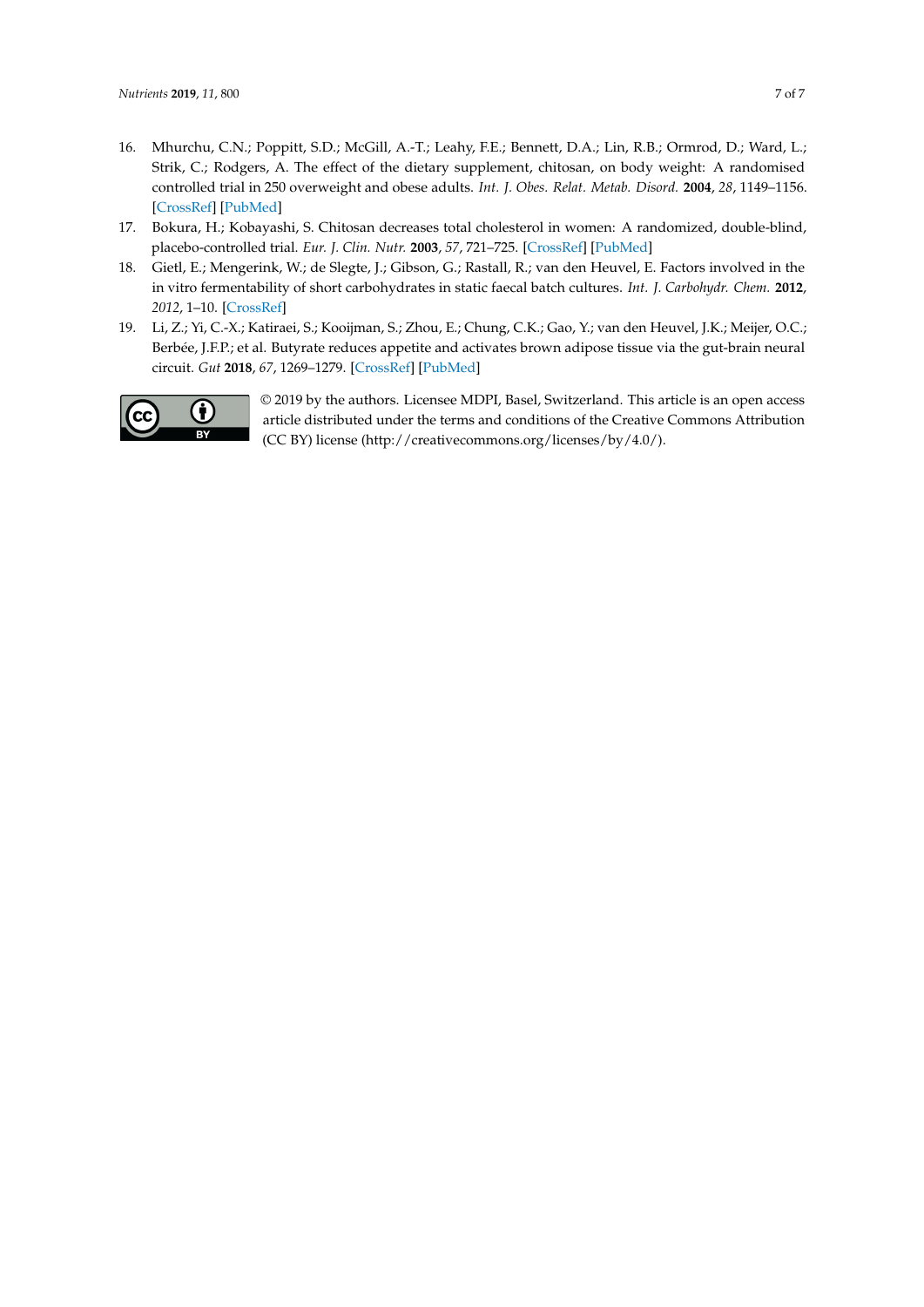16. Mhurchu, C.N.; Poppitt, S.D.; McGill, A.-T.; Leahy, F.E.; Bennett, D.A.; Lin, R.B.; Ormrod, D.; Ward, L.; Strik, C.; Rodgers, A. The effect of the dietary supplement, chitosan, on body weight: A randomised controlled trial in 250 overweight and obese adults. *Int. J. Obes. Relat. Metab. Disord.* **2004**, *28*, 1149–1156. [CrossRef] [PubMed]
17. Bokura, H.; Kobayashi, S. Chitosan decreases total cholesterol in women: A randomized, double-blind, placebo-controlled trial. *Eur. J. Clin. Nutr.* **2003**, *57*, 721–725. [CrossRef] [PubMed]
18. Gietl, E.; Mengerink, W.; de Slegte, J.; Gibson, G.; Rastall, R.; van den Heuvel, E. Factors involved in the in vitro fermentability of short carbohydrates in static faecal batch cultures. *Int. J. Carbohydr. Chem.* **2012**, *2012*, 1–10. [CrossRef]
19. Li, Z.; Yi, C.-X.; Katiraei, S.; Kooijman, S.; Zhou, E.; Chung, C.K.; Gao, Y.; van den Heuvel, J.K.; Meijer, O.C.; Berbée, J.F.P.; et al. Butyrate reduces appetite and activates brown adipose tissue via the gut-brain neural circuit. *Gut* **2018**, *67*, 1269–1279. [CrossRef] [PubMed]

© 2019 by the authors. Licensee MDPI, Basel, Switzerland. This article is an open access article distributed under the terms and conditions of the Creative Commons Attribution (CC BY) license (http://creativecommons.org/licenses/by/4.0/).